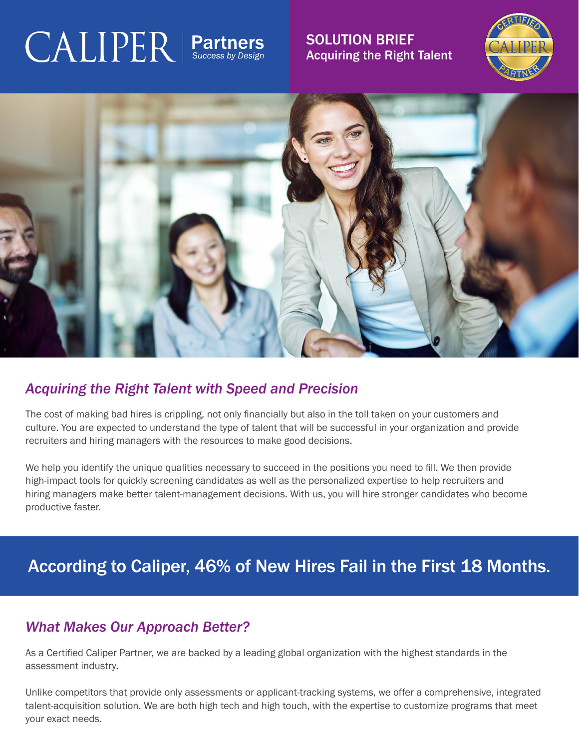CALIPER | Partners
*Success by Design*

SOLUTION BRIEF
Acquiring the Right Talent

## *Acquiring the Right Talent with Speed and Precision*

The cost of making bad hires is crippling, not only financially but also in the toll taken on your customers and culture. You are expected to understand the type of talent that will be successful in your organization and provide recruiters and hiring managers with the resources to make good decisions.

We help you identify the unique qualities necessary to succeed in the positions you need to fill. We then provide high-impact tools for quickly screening candidates as well as the personalized expertise to help recruiters and hiring managers make better talent-management decisions. With us, you will hire stronger candidates who become productive faster.

## According to Caliper, 46% of New Hires Fail in the First 18 Months.

## *What Makes Our Approach Better?*

As a Certified Caliper Partner, we are backed by a leading global organization with the highest standards in the assessment industry.

Unlike competitors that provide only assessments or applicant-tracking systems, we offer a comprehensive, integrated talent-acquisition solution. We are both high tech and high touch, with the expertise to customize programs that meet your exact needs.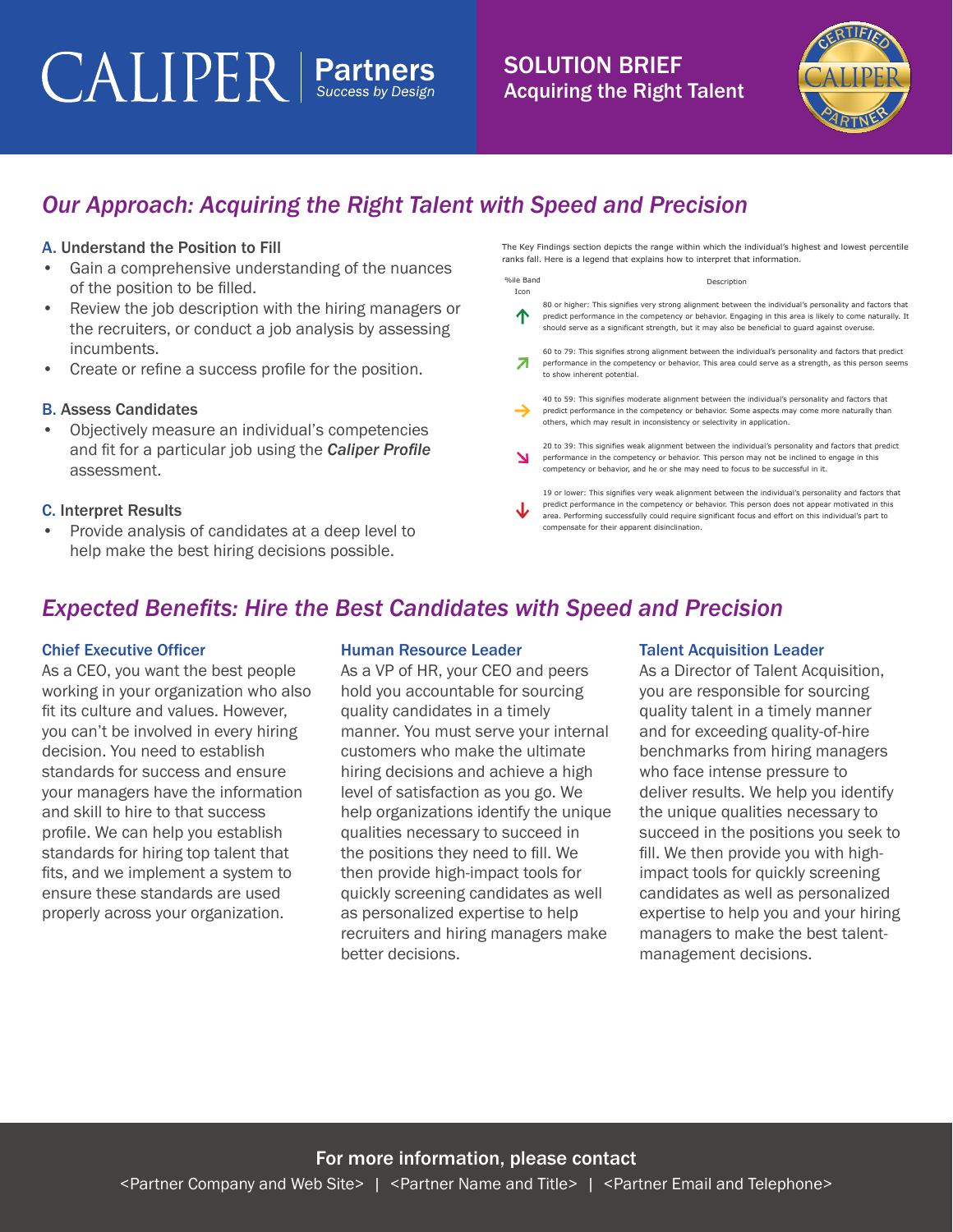CALIPER | Partners *Success by Design*

SOLUTION BRIEF
Acquiring the Right Talent

## *Our Approach: Acquiring the Right Talent with Speed and Precision*

### A. Understand the Position to Fill

- Gain a comprehensive understanding of the nuances of the position to be filled.
- Review the job description with the hiring managers or the recruiters, or conduct a job analysis by assessing incumbents.
- Create or refine a success profile for the position.

### B. Assess Candidates

- Objectively measure an individual's competencies and fit for a particular job using the ***Caliper Profile*** assessment.

### C. Interpret Results

- Provide analysis of candidates at a deep level to help make the best hiring decisions possible.

The Key Findings section depicts the range within which the individual's highest and lowest percentile ranks fall. Here is a legend that explains how to interpret that information.

| %ile Band Icon | Description |
|---|---|
| ↑ | 80 or higher: This signifies very strong alignment between the individual's personality and factors that predict performance in the competency or behavior. Engaging in this area is likely to come naturally. It should serve as a significant strength, but it may also be beneficial to guard against overuse. |
| ↗ | 60 to 79: This signifies strong alignment between the individual's personality and factors that predict performance in the competency or behavior. This area could serve as a strength, as this person seems to show inherent potential. |
| → | 40 to 59: This signifies moderate alignment between the individual's personality and factors that predict performance in the competency or behavior. Some aspects may come more naturally than others, which may result in inconsistency or selectivity in application. |
| ↘ | 20 to 39: This signifies weak alignment between the individual's personality and factors that predict performance in the competency or behavior. This person may not be inclined to engage in this competency or behavior, and he or she may need to focus to be successful in it. |
| ↓ | 19 or lower: This signifies very weak alignment between the individual's personality and factors that predict performance in the competency or behavior. This person does not appear motivated in this area. Performing successfully could require significant focus and effort on this individual's part to compensate for their apparent disinclination. |

## *Expected Benefits: Hire the Best Candidates with Speed and Precision*

### Chief Executive Officer

As a CEO, you want the best people working in your organization who also fit its culture and values. However, you can't be involved in every hiring decision. You need to establish standards for success and ensure your managers have the information and skill to hire to that success profile. We can help you establish standards for hiring top talent that fits, and we implement a system to ensure these standards are used properly across your organization.

### Human Resource Leader

As a VP of HR, your CEO and peers hold you accountable for sourcing quality candidates in a timely manner. You must serve your internal customers who make the ultimate hiring decisions and achieve a high level of satisfaction as you go. We help organizations identify the unique qualities necessary to succeed in the positions they need to fill. We then provide high-impact tools for quickly screening candidates as well as personalized expertise to help recruiters and hiring managers make better decisions.

### Talent Acquisition Leader

As a Director of Talent Acquisition, you are responsible for sourcing quality talent in a timely manner and for exceeding quality-of-hire benchmarks from hiring managers who face intense pressure to deliver results. We help you identify the unique qualities necessary to succeed in the positions you seek to fill. We then provide you with high-impact tools for quickly screening candidates as well as personalized expertise to help you and your hiring managers to make the best talent-management decisions.

**For more information, please contact**

<Partner Company and Web Site> | <Partner Name and Title> | <Partner Email and Telephone>